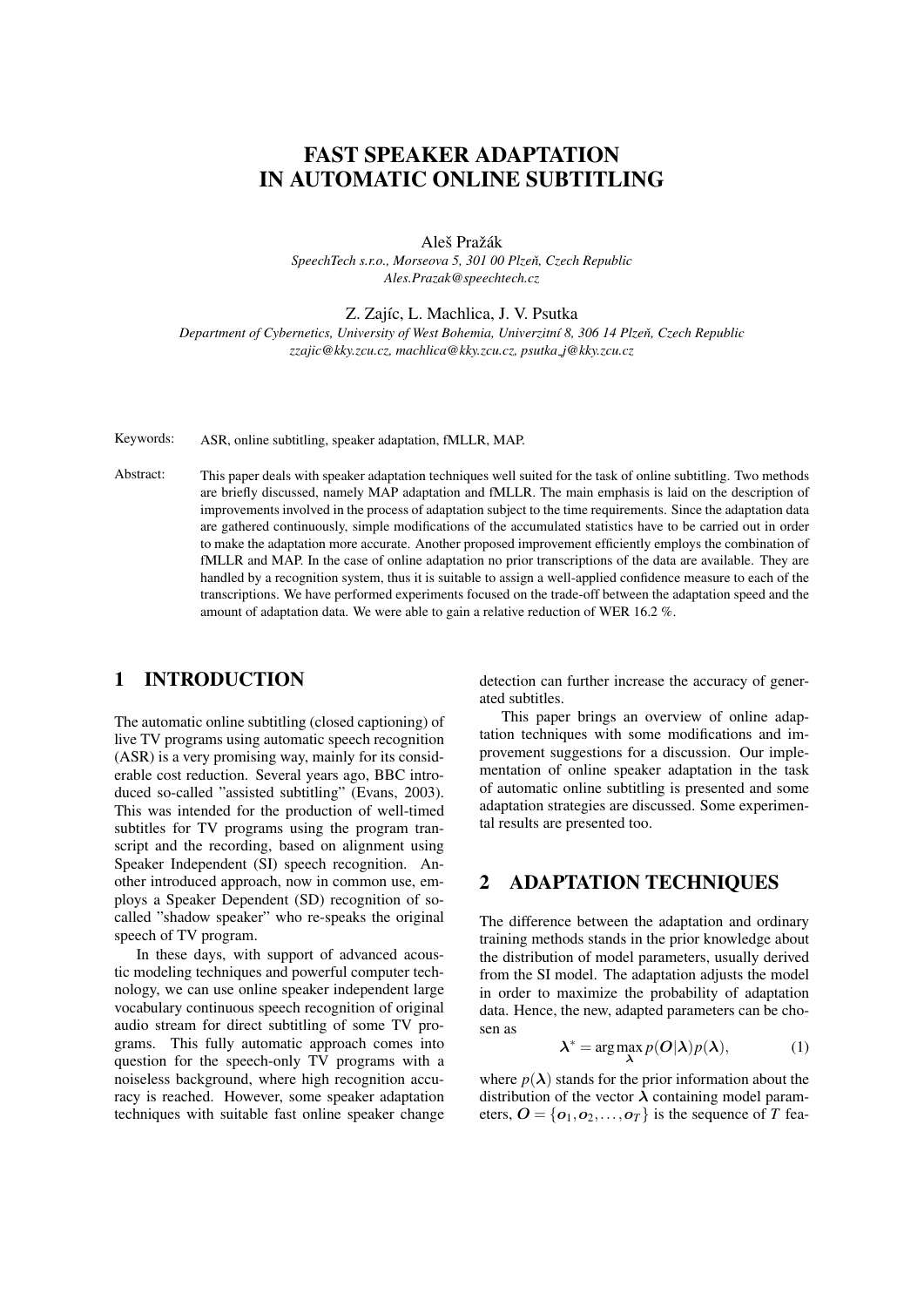# FAST SPEAKER ADAPTATION IN AUTOMATIC ONLINE SUBTITLING

Aleš Pražák

*SpeechTech s.r.o., Morseova 5, 301 00 Plzeň, Czech Republic*
*Ales.Prazak@speechtech.cz*

Z. Zajíc, L. Machlica, J. V. Psutka

*Department of Cybernetics, University of West Bohemia, Univerzitní 8, 306 14 Plzeň, Czech Republic*
*zzajic@kky.zcu.cz, machlica@kky.zcu.cz, psutka_j@kky.zcu.cz*

Keywords: ASR, online subtitling, speaker adaptation, fMLLR, MAP.

Abstract: This paper deals with speaker adaptation techniques well suited for the task of online subtitling. Two methods are briefly discussed, namely MAP adaptation and fMLLR. The main emphasis is laid on the description of improvements involved in the process of adaptation subject to the time requirements. Since the adaptation data are gathered continuously, simple modifications of the accumulated statistics have to be carried out in order to make the adaptation more accurate. Another proposed improvement efficiently employs the combination of fMLLR and MAP. In the case of online adaptation no prior transcriptions of the data are available. They are handled by a recognition system, thus it is suitable to assign a well-applied confidence measure to each of the transcriptions. We have performed experiments focused on the trade-off between the adaptation speed and the amount of adaptation data. We were able to gain a relative reduction of WER 16.2 %.

## 1 INTRODUCTION

The automatic online subtitling (closed captioning) of live TV programs using automatic speech recognition (ASR) is a very promising way, mainly for its considerable cost reduction. Several years ago, BBC introduced so-called "assisted subtitling" (Evans, 2003). This was intended for the production of well-timed subtitles for TV programs using the program transcript and the recording, based on alignment using Speaker Independent (SI) speech recognition. Another introduced approach, now in common use, employs a Speaker Dependent (SD) recognition of so-called "shadow speaker" who re-speaks the original speech of TV program.

In these days, with support of advanced acoustic modeling techniques and powerful computer technology, we can use online speaker independent large vocabulary continuous speech recognition of original audio stream for direct subtitling of some TV programs. This fully automatic approach comes into question for the speech-only TV programs with a noiseless background, where high recognition accuracy is reached. However, some speaker adaptation techniques with suitable fast online speaker change detection can further increase the accuracy of generated subtitles.

This paper brings an overview of online adaptation techniques with some modifications and improvement suggestions for a discussion. Our implementation of online speaker adaptation in the task of automatic online subtitling is presented and some adaptation strategies are discussed. Some experimental results are presented too.

## 2 ADAPTATION TECHNIQUES

The difference between the adaptation and ordinary training methods stands in the prior knowledge about the distribution of model parameters, usually derived from the SI model. The adaptation adjusts the model in order to maximize the probability of adaptation data. Hence, the new, adapted parameters can be chosen as

$$\boldsymbol{\lambda}^* = \arg\max_{\boldsymbol{\lambda}} p(\boldsymbol{O}|\boldsymbol{\lambda})p(\boldsymbol{\lambda}), \tag{1}$$

where $p(\boldsymbol{\lambda})$ stands for the prior information about the distribution of the vector $\boldsymbol{\lambda}$ containing model parameters, $\boldsymbol{O} = \{\boldsymbol{o}_1, \boldsymbol{o}_2, \ldots, \boldsymbol{o}_T\}$ is the sequence of $T$ fea-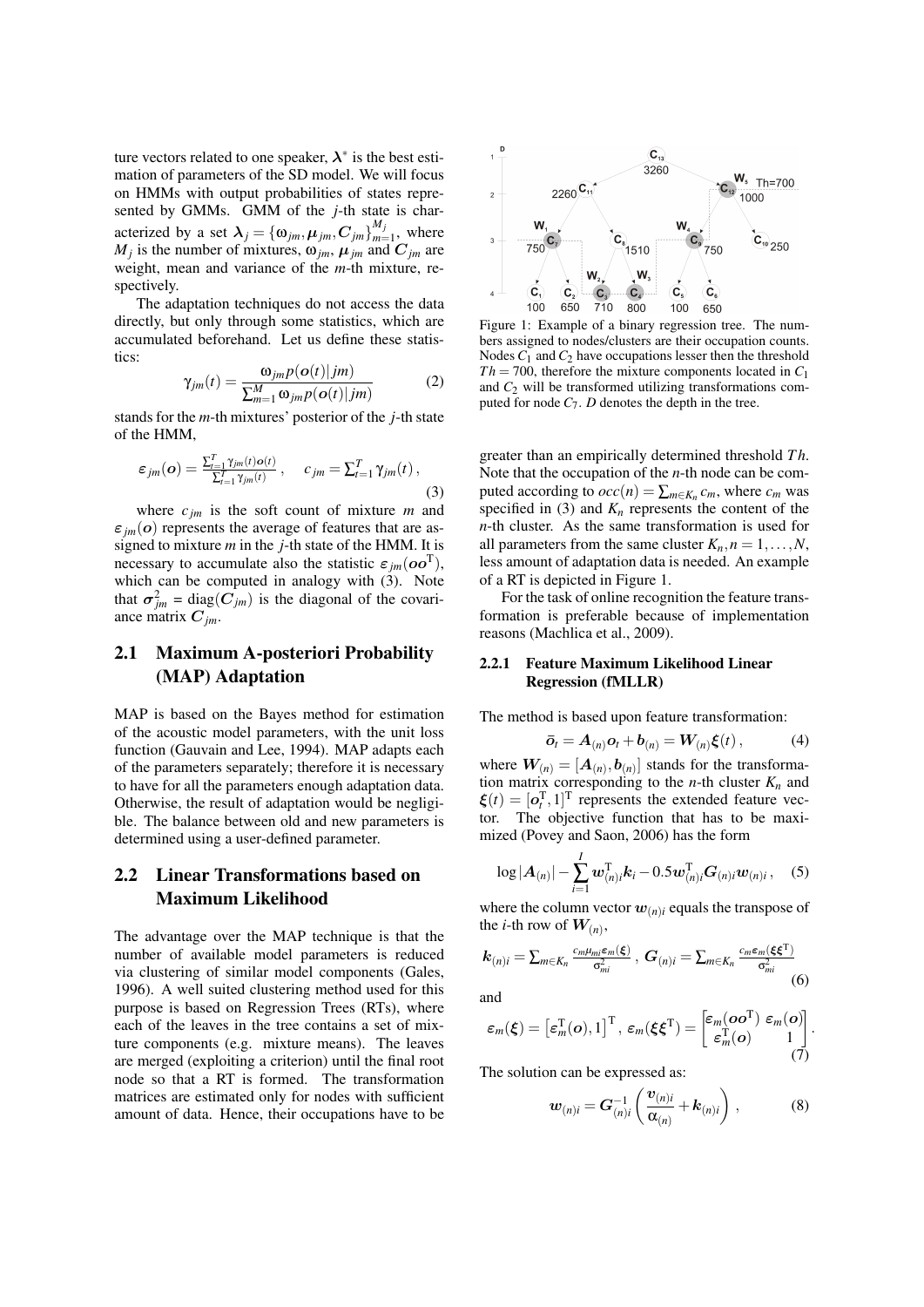ture vectors related to one speaker, $\boldsymbol{\lambda}^*$ is the best estimation of parameters of the SD model. We will focus on HMMs with output probabilities of states represented by GMMs. GMM of the $j$-th state is characterized by a set $\boldsymbol{\lambda}_j = \{\omega_{jm}, \boldsymbol{\mu}_{jm}, \boldsymbol{C}_{jm}\}_{m=1}^{M_j}$, where $M_j$ is the number of mixtures, $\omega_{jm}$, $\boldsymbol{\mu}_{jm}$ and $\boldsymbol{C}_{jm}$ are weight, mean and variance of the $m$-th mixture, respectively.

The adaptation techniques do not access the data directly, but only through some statistics, which are accumulated beforehand. Let us define these statistics:

$$\gamma_{jm}(t) = \frac{\omega_{jm} p(\boldsymbol{o}(t)|jm)}{\sum_{m=1}^{M} \omega_{jm} p(\boldsymbol{o}(t)|jm)} \tag{2}$$

stands for the $m$-th mixtures' posterior of the $j$-th state of the HMM,

$$\boldsymbol{\varepsilon}_{jm}(\boldsymbol{o}) = \frac{\sum_{t=1}^{T} \gamma_{jm}(t)\boldsymbol{o}(t)}{\sum_{t=1}^{T} \gamma_{jm}(t)}, \quad c_{jm} = \sum_{t=1}^{T} \gamma_{jm}(t), \tag{3}$$

where $c_{jm}$ is the soft count of mixture $m$ and $\boldsymbol{\varepsilon}_{jm}(\boldsymbol{o})$ represents the average of features that are assigned to mixture $m$ in the $j$-th state of the HMM. It is necessary to accumulate also the statistic $\boldsymbol{\varepsilon}_{jm}(\boldsymbol{o}\boldsymbol{o}^{\mathrm{T}})$, which can be computed in analogy with (3). Note that $\boldsymbol{\sigma}_{jm}^2 = \mathrm{diag}(\boldsymbol{C}_{jm})$ is the diagonal of the covariance matrix $\boldsymbol{C}_{jm}$.

## 2.1 Maximum A-posteriori Probability (MAP) Adaptation

MAP is based on the Bayes method for estimation of the acoustic model parameters, with the unit loss function (Gauvain and Lee, 1994). MAP adapts each of the parameters separately; therefore it is necessary to have for all the parameters enough adaptation data. Otherwise, the result of adaptation would be negligible. The balance between old and new parameters is determined using a user-defined parameter.

## 2.2 Linear Transformations based on Maximum Likelihood

The advantage over the MAP technique is that the number of available model parameters is reduced via clustering of similar model components (Gales, 1996). A well suited clustering method used for this purpose is based on Regression Trees (RTs), where each of the leaves in the tree contains a set of mixture components (e.g. mixture means). The leaves are merged (exploiting a criterion) until the final root node so that a RT is formed. The transformation matrices are estimated only for nodes with sufficient amount of data. Hence, their occupations have to be greater than an empirically determined threshold $Th$. Note that the occupation of the $n$-th node can be computed according to $occ(n) = \sum_{m \in K_n} c_m$, where $c_m$ was specified in (3) and $K_n$ represents the content of the $n$-th cluster. As the same transformation is used for all parameters from the same cluster $K_n, n = 1, \ldots, N$, less amount of adaptation data is needed. An example of a RT is depicted in Figure 1.

Figure 1: Example of a binary regression tree. The numbers assigned to nodes/clusters are their occupation counts. Nodes $C_1$ and $C_2$ have occupations lesser then the threshold $Th = 700$, therefore the mixture components located in $C_1$ and $C_2$ will be transformed utilizing transformations computed for node $C_7$. $D$ denotes the depth in the tree.

For the task of online recognition the feature transformation is preferable because of implementation reasons (Machlica et al., 2009).

### 2.2.1 Feature Maximum Likelihood Linear Regression (fMLLR)

The method is based upon feature transformation:

$$\bar{\boldsymbol{o}}_t = \boldsymbol{A}_{(n)}\boldsymbol{o}_t + \boldsymbol{b}_{(n)} = \boldsymbol{W}_{(n)}\boldsymbol{\xi}(t), \tag{4}$$

where $\boldsymbol{W}_{(n)} = [\boldsymbol{A}_{(n)}, \boldsymbol{b}_{(n)}]$ stands for the transformation matrix corresponding to the $n$-th cluster $K_n$ and $\boldsymbol{\xi}(t) = [\boldsymbol{o}_t^{\mathrm{T}}, 1]^{\mathrm{T}}$ represents the extended feature vector. The objective function that has to be maximized (Povey and Saon, 2006) has the form

$$\log|\boldsymbol{A}_{(n)}| - \sum_{i=1}^{I} \boldsymbol{w}_{(n)i}^{\mathrm{T}}\boldsymbol{k}_i - 0.5\boldsymbol{w}_{(n)i}^{\mathrm{T}}\boldsymbol{G}_{(n)i}\boldsymbol{w}_{(n)i}, \tag{5}$$

where the column vector $\boldsymbol{w}_{(n)i}$ equals the transpose of the $i$-th row of $\boldsymbol{W}_{(n)}$,

$$\boldsymbol{k}_{(n)i} = \sum_{m \in K_n} \frac{c_m \mu_{mi} \boldsymbol{\varepsilon}_m(\boldsymbol{\xi})}{\sigma_{mi}^2}, \; \boldsymbol{G}_{(n)i} = \sum_{m \in K_n} \frac{c_m \boldsymbol{\varepsilon}_m(\boldsymbol{\xi}\boldsymbol{\xi}^{\mathrm{T}})}{\sigma_{mi}^2} \tag{6}$$

and

$$\boldsymbol{\varepsilon}_m(\boldsymbol{\xi}) = \left[\boldsymbol{\varepsilon}_m^{\mathrm{T}}(\boldsymbol{o}), 1\right]^{\mathrm{T}}, \; \boldsymbol{\varepsilon}_m(\boldsymbol{\xi}\boldsymbol{\xi}^{\mathrm{T}}) = \begin{bmatrix} \boldsymbol{\varepsilon}_m(\boldsymbol{o}\boldsymbol{o}^{\mathrm{T}}) & \boldsymbol{\varepsilon}_m(\boldsymbol{o}) \\ \boldsymbol{\varepsilon}_m^{\mathrm{T}}(\boldsymbol{o}) & 1 \end{bmatrix}. \tag{7}$$

The solution can be expressed as:

$$\boldsymbol{w}_{(n)i} = \boldsymbol{G}_{(n)i}^{-1}\left(\frac{\boldsymbol{v}_{(n)i}}{\alpha_{(n)}} + \boldsymbol{k}_{(n)i}\right), \tag{8}$$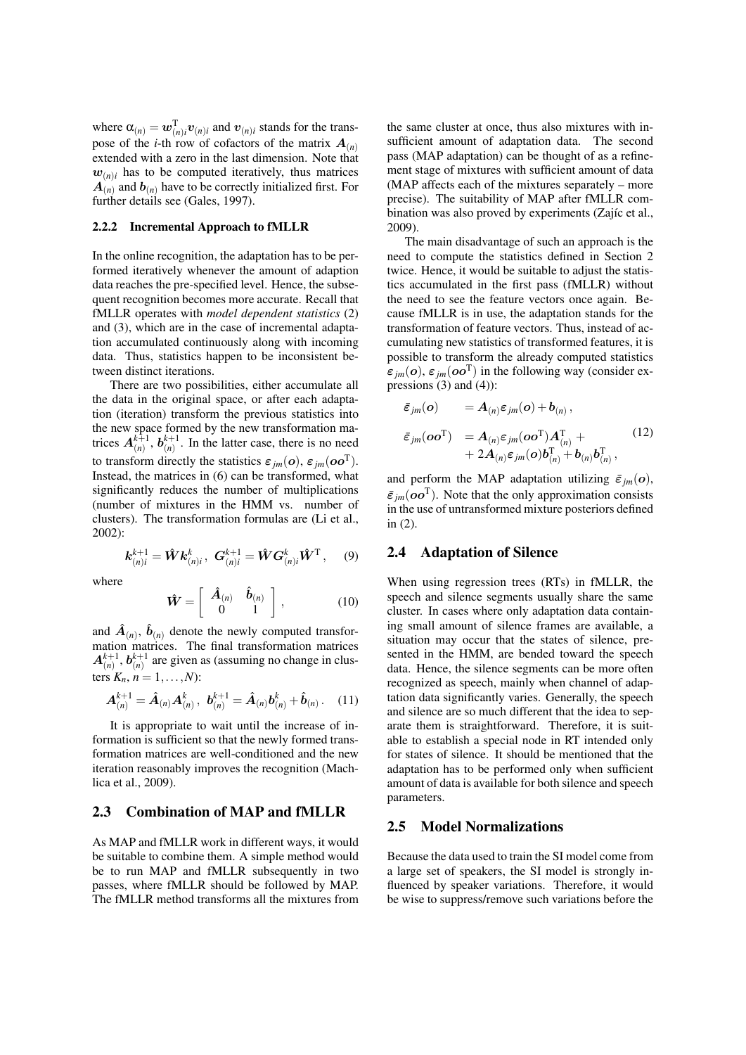where $\alpha_{(n)} = \boldsymbol{w}_{(n)i}^{\mathrm{T}} \boldsymbol{v}_{(n)i}$ and $\boldsymbol{v}_{(n)i}$ stands for the transpose of the $i$-th row of cofactors of the matrix $\boldsymbol{A}_{(n)}$ extended with a zero in the last dimension. Note that $\boldsymbol{w}_{(n)i}$ has to be computed iteratively, thus matrices $\boldsymbol{A}_{(n)}$ and $\boldsymbol{b}_{(n)}$ have to be correctly initialized first. For further details see (Gales, 1997).

#### 2.2.2 Incremental Approach to fMLLR

In the online recognition, the adaptation has to be performed iteratively whenever the amount of adaption data reaches the pre-specified level. Hence, the subsequent recognition becomes more accurate. Recall that fMLLR operates with *model dependent statistics* (2) and (3), which are in the case of incremental adaptation accumulated continuously along with incoming data. Thus, statistics happen to be inconsistent between distinct iterations.

There are two possibilities, either accumulate all the data in the original space, or after each adaptation (iteration) transform the previous statistics into the new space formed by the new transformation matrices $\boldsymbol{A}_{(n)}^{k+1}$, $\boldsymbol{b}_{(n)}^{k+1}$. In the latter case, there is no need to transform directly the statistics $\varepsilon_{jm}(\boldsymbol{o})$, $\varepsilon_{jm}(\boldsymbol{o}\boldsymbol{o}^{\mathrm{T}})$. Instead, the matrices in (6) can be transformed, what significantly reduces the number of multiplications (number of mixtures in the HMM vs. number of clusters). The transformation formulas are (Li et al., 2002):

$$\boldsymbol{k}_{(n)i}^{k+1} = \hat{\boldsymbol{W}} \boldsymbol{k}_{(n)i}^{k}, \quad \boldsymbol{G}_{(n)i}^{k+1} = \hat{\boldsymbol{W}} \boldsymbol{G}_{(n)i}^{k} \hat{\boldsymbol{W}}^{\mathrm{T}}, \tag{9}$$

where

$$\hat{\boldsymbol{W}} = \begin{bmatrix} \hat{\boldsymbol{A}}_{(n)} & \hat{\boldsymbol{b}}_{(n)} \\ 0 & 1 \end{bmatrix}, \tag{10}$$

and $\hat{\boldsymbol{A}}_{(n)}$, $\hat{\boldsymbol{b}}_{(n)}$ denote the newly computed transformation matrices. The final transformation matrices $\boldsymbol{A}_{(n)}^{k+1}$, $\boldsymbol{b}_{(n)}^{k+1}$ are given as (assuming no change in clusters $K_n$, $n = 1, \ldots, N$):

$$\boldsymbol{A}_{(n)}^{k+1} = \hat{\boldsymbol{A}}_{(n)} \boldsymbol{A}_{(n)}^{k}, \quad \boldsymbol{b}_{(n)}^{k+1} = \hat{\boldsymbol{A}}_{(n)} \boldsymbol{b}_{(n)}^{k} + \hat{\boldsymbol{b}}_{(n)}. \tag{11}$$

It is appropriate to wait until the increase of information is sufficient so that the newly formed transformation matrices are well-conditioned and the new iteration reasonably improves the recognition (Machlica et al., 2009).

### 2.3 Combination of MAP and fMLLR

As MAP and fMLLR work in different ways, it would be suitable to combine them. A simple method would be to run MAP and fMLLR subsequently in two passes, where fMLLR should be followed by MAP. The fMLLR method transforms all the mixtures from the same cluster at once, thus also mixtures with insufficient amount of adaptation data. The second pass (MAP adaptation) can be thought of as a refinement stage of mixtures with sufficient amount of data (MAP affects each of the mixtures separately – more precise). The suitability of MAP after fMLLR combination was also proved by experiments (Zajíc et al., 2009).

The main disadvantage of such an approach is the need to compute the statistics defined in Section 2 twice. Hence, it would be suitable to adjust the statistics accumulated in the first pass (fMLLR) without the need to see the feature vectors once again. Because fMLLR is in use, the adaptation stands for the transformation of feature vectors. Thus, instead of accumulating new statistics of transformed features, it is possible to transform the already computed statistics $\varepsilon_{jm}(\boldsymbol{o})$, $\varepsilon_{jm}(\boldsymbol{o}\boldsymbol{o}^{\mathrm{T}})$ in the following way (consider expressions (3) and (4)):

$$\begin{aligned} \bar{\varepsilon}_{jm}(\boldsymbol{o}) &= \boldsymbol{A}_{(n)} \varepsilon_{jm}(\boldsymbol{o}) + \boldsymbol{b}_{(n)}, \\ \bar{\varepsilon}_{jm}(\boldsymbol{o}\boldsymbol{o}^{\mathrm{T}}) &= \boldsymbol{A}_{(n)} \varepsilon_{jm}(\boldsymbol{o}\boldsymbol{o}^{\mathrm{T}}) \boldsymbol{A}_{(n)}^{\mathrm{T}} + \\ &\quad + 2\boldsymbol{A}_{(n)} \varepsilon_{jm}(\boldsymbol{o}) \boldsymbol{b}_{(n)}^{\mathrm{T}} + \boldsymbol{b}_{(n)} \boldsymbol{b}_{(n)}^{\mathrm{T}}, \end{aligned} \tag{12}$$

and perform the MAP adaptation utilizing $\bar{\varepsilon}_{jm}(\boldsymbol{o})$, $\bar{\varepsilon}_{jm}(\boldsymbol{o}\boldsymbol{o}^{\mathrm{T}})$. Note that the only approximation consists in the use of untransformed mixture posteriors defined in (2).

### 2.4 Adaptation of Silence

When using regression trees (RTs) in fMLLR, the speech and silence segments usually share the same cluster. In cases where only adaptation data containing small amount of silence frames are available, a situation may occur that the states of silence, presented in the HMM, are bended toward the speech data. Hence, the silence segments can be more often recognized as speech, mainly when channel of adaptation data significantly varies. Generally, the speech and silence are so much different that the idea to separate them is straightforward. Therefore, it is suitable to establish a special node in RT intended only for states of silence. It should be mentioned that the adaptation has to be performed only when sufficient amount of data is available for both silence and speech parameters.

### 2.5 Model Normalizations

Because the data used to train the SI model come from a large set of speakers, the SI model is strongly influenced by speaker variations. Therefore, it would be wise to suppress/remove such variations before the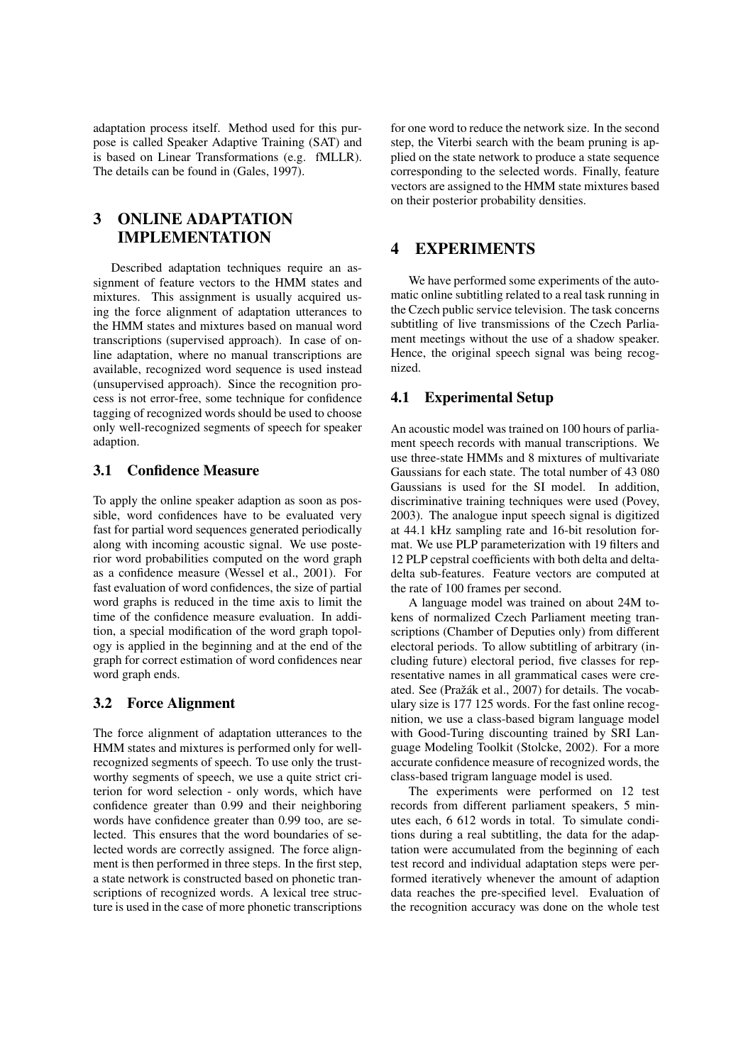adaptation process itself. Method used for this purpose is called Speaker Adaptive Training (SAT) and is based on Linear Transformations (e.g. fMLLR). The details can be found in (Gales, 1997).

# 3 ONLINE ADAPTATION IMPLEMENTATION

Described adaptation techniques require an assignment of feature vectors to the HMM states and mixtures. This assignment is usually acquired using the force alignment of adaptation utterances to the HMM states and mixtures based on manual word transcriptions (supervised approach). In case of online adaptation, where no manual transcriptions are available, recognized word sequence is used instead (unsupervised approach). Since the recognition process is not error-free, some technique for confidence tagging of recognized words should be used to choose only well-recognized segments of speech for speaker adaption.

## 3.1 Confidence Measure

To apply the online speaker adaption as soon as possible, word confidences have to be evaluated very fast for partial word sequences generated periodically along with incoming acoustic signal. We use posterior word probabilities computed on the word graph as a confidence measure (Wessel et al., 2001). For fast evaluation of word confidences, the size of partial word graphs is reduced in the time axis to limit the time of the confidence measure evaluation. In addition, a special modification of the word graph topology is applied in the beginning and at the end of the graph for correct estimation of word confidences near word graph ends.

## 3.2 Force Alignment

The force alignment of adaptation utterances to the HMM states and mixtures is performed only for well-recognized segments of speech. To use only the trustworthy segments of speech, we use a quite strict criterion for word selection - only words, which have confidence greater than 0.99 and their neighboring words have confidence greater than 0.99 too, are selected. This ensures that the word boundaries of selected words are correctly assigned. The force alignment is then performed in three steps. In the first step, a state network is constructed based on phonetic transcriptions of recognized words. A lexical tree structure is used in the case of more phonetic transcriptions for one word to reduce the network size. In the second step, the Viterbi search with the beam pruning is applied on the state network to produce a state sequence corresponding to the selected words. Finally, feature vectors are assigned to the HMM state mixtures based on their posterior probability densities.

# 4 EXPERIMENTS

We have performed some experiments of the automatic online subtitling related to a real task running in the Czech public service television. The task concerns subtitling of live transmissions of the Czech Parliament meetings without the use of a shadow speaker. Hence, the original speech signal was being recognized.

## 4.1 Experimental Setup

An acoustic model was trained on 100 hours of parliament speech records with manual transcriptions. We use three-state HMMs and 8 mixtures of multivariate Gaussians for each state. The total number of 43 080 Gaussians is used for the SI model. In addition, discriminative training techniques were used (Povey, 2003). The analogue input speech signal is digitized at 44.1 kHz sampling rate and 16-bit resolution format. We use PLP parameterization with 19 filters and 12 PLP cepstral coefficients with both delta and delta-delta sub-features. Feature vectors are computed at the rate of 100 frames per second.

A language model was trained on about 24M tokens of normalized Czech Parliament meeting transcriptions (Chamber of Deputies only) from different electoral periods. To allow subtitling of arbitrary (including future) electoral period, five classes for representative names in all grammatical cases were created. See (Pražák et al., 2007) for details. The vocabulary size is 177 125 words. For the fast online recognition, we use a class-based bigram language model with Good-Turing discounting trained by SRI Language Modeling Toolkit (Stolcke, 2002). For a more accurate confidence measure of recognized words, the class-based trigram language model is used.

The experiments were performed on 12 test records from different parliament speakers, 5 minutes each, 6 612 words in total. To simulate conditions during a real subtitling, the data for the adaptation were accumulated from the beginning of each test record and individual adaptation steps were performed iteratively whenever the amount of adaption data reaches the pre-specified level. Evaluation of the recognition accuracy was done on the whole test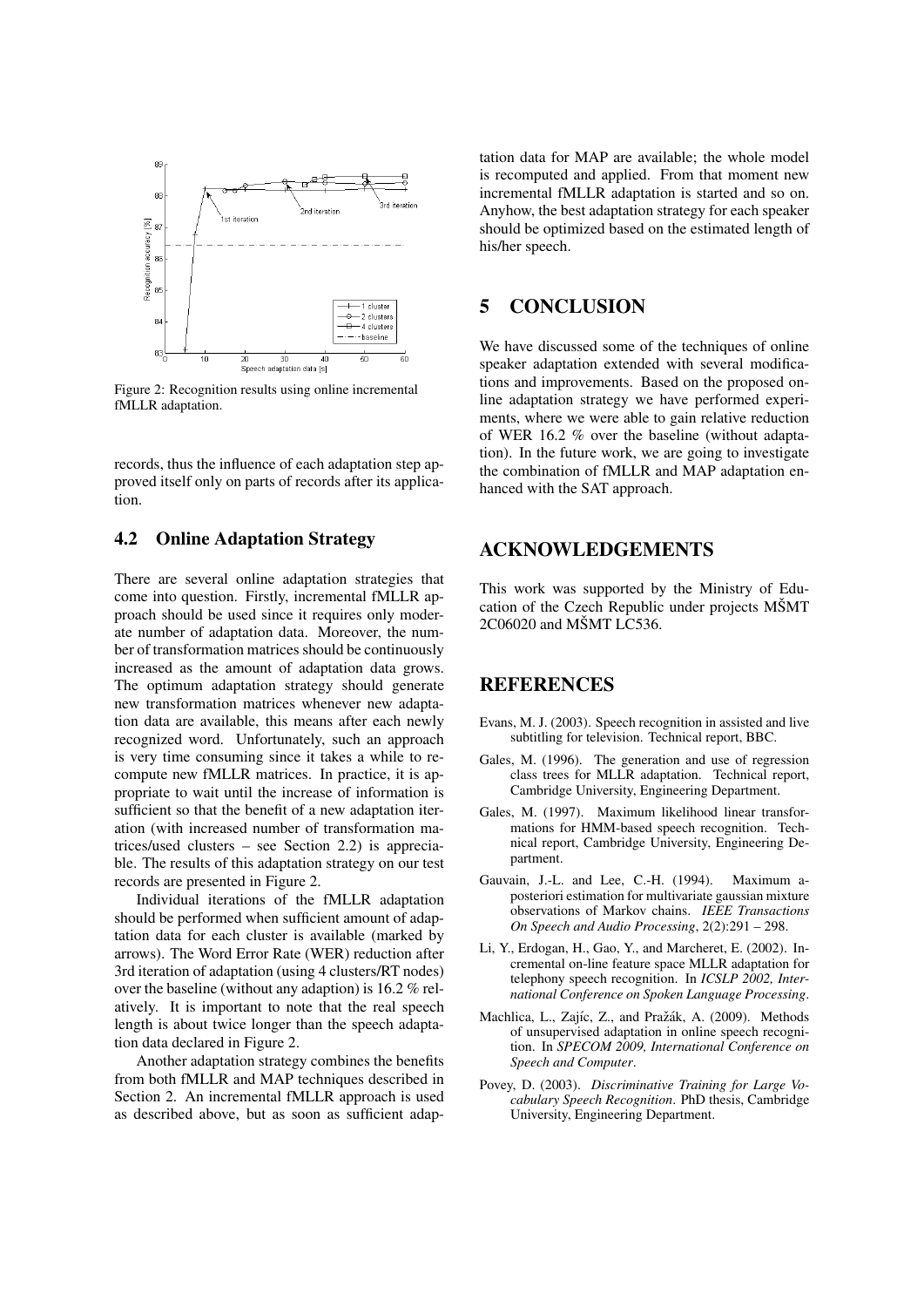Figure 2: Recognition results using online incremental fMLLR adaptation.

records, thus the influence of each adaptation step approved itself only on parts of records after its application.

### 4.2 Online Adaptation Strategy

There are several online adaptation strategies that come into question. Firstly, incremental fMLLR approach should be used since it requires only moderate number of adaptation data. Moreover, the number of transformation matrices should be continuously increased as the amount of adaptation data grows. The optimum adaptation strategy should generate new transformation matrices whenever new adaptation data are available, this means after each newly recognized word. Unfortunately, such an approach is very time consuming since it takes a while to recompute new fMLLR matrices. In practice, it is appropriate to wait until the increase of information is sufficient so that the benefit of a new adaptation iteration (with increased number of transformation matrices/used clusters – see Section 2.2) is appreciable. The results of this adaptation strategy on our test records are presented in Figure 2.

Individual iterations of the fMLLR adaptation should be performed when sufficient amount of adaptation data for each cluster is available (marked by arrows). The Word Error Rate (WER) reduction after 3rd iteration of adaptation (using 4 clusters/RT nodes) over the baseline (without any adaption) is 16.2 % relatively. It is important to note that the real speech length is about twice longer than the speech adaptation data declared in Figure 2.

Another adaptation strategy combines the benefits from both fMLLR and MAP techniques described in Section 2. An incremental fMLLR approach is used as described above, but as soon as sufficient adaptation data for MAP are available; the whole model is recomputed and applied. From that moment new incremental fMLLR adaptation is started and so on. Anyhow, the best adaptation strategy for each speaker should be optimized based on the estimated length of his/her speech.

## 5 CONCLUSION

We have discussed some of the techniques of online speaker adaptation extended with several modifications and improvements. Based on the proposed online adaptation strategy we have performed experiments, where we were able to gain relative reduction of WER 16.2 % over the baseline (without adaptation). In the future work, we are going to investigate the combination of fMLLR and MAP adaptation enhanced with the SAT approach.

## ACKNOWLEDGEMENTS

This work was supported by the Ministry of Education of the Czech Republic under projects MŠMT 2C06020 and MŠMT LC536.

## REFERENCES

Evans, M. J. (2003). Speech recognition in assisted and live subtitling for television. Technical report, BBC.

Gales, M. (1996). The generation and use of regression class trees for MLLR adaptation. Technical report, Cambridge University, Engineering Department.

Gales, M. (1997). Maximum likelihood linear transformations for HMM-based speech recognition. Technical report, Cambridge University, Engineering Department.

Gauvain, J.-L. and Lee, C.-H. (1994). Maximum a-posteriori estimation for multivariate gaussian mixture observations of Markov chains. *IEEE Transactions On Speech and Audio Processing*, 2(2):291 – 298.

Li, Y., Erdogan, H., Gao, Y., and Marcheret, E. (2002). Incremental on-line feature space MLLR adaptation for telephony speech recognition. In *ICSLP 2002, International Conference on Spoken Language Processing*.

Machlica, L., Zajíc, Z., and Pražák, A. (2009). Methods of unsupervised adaptation in online speech recognition. In *SPECOM 2009, International Conference on Speech and Computer*.

Povey, D. (2003). *Discriminative Training for Large Vocabulary Speech Recognition*. PhD thesis, Cambridge University, Engineering Department.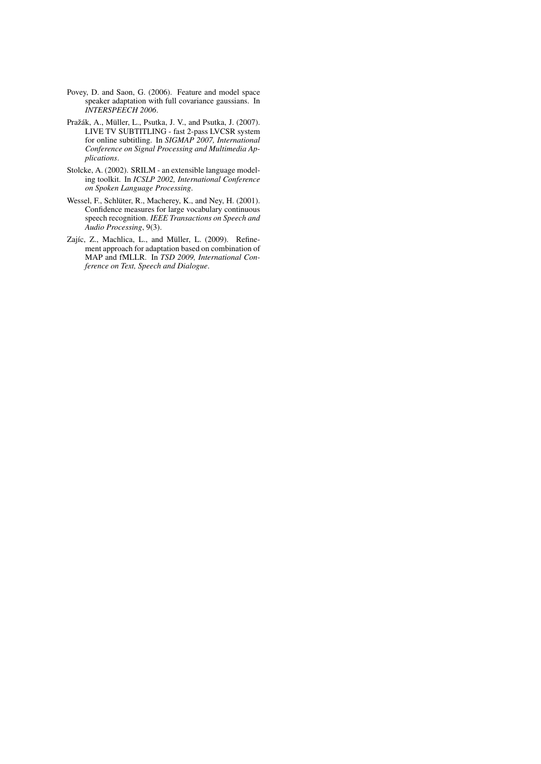Povey, D. and Saon, G. (2006). Feature and model space speaker adaptation with full covariance gaussians. In *INTERSPEECH 2006*.

Pražák, A., Müller, L., Psutka, J. V., and Psutka, J. (2007). LIVE TV SUBTITLING - fast 2-pass LVCSR system for online subtitling. In *SIGMAP 2007, International Conference on Signal Processing and Multimedia Applications*.

Stolcke, A. (2002). SRILM - an extensible language modeling toolkit. In *ICSLP 2002, International Conference on Spoken Language Processing*.

Wessel, F., Schlüter, R., Macherey, K., and Ney, H. (2001). Confidence measures for large vocabulary continuous speech recognition. *IEEE Transactions on Speech and Audio Processing*, 9(3).

Zajíc, Z., Machlica, L., and Müller, L. (2009). Refinement approach for adaptation based on combination of MAP and fMLLR. In *TSD 2009, International Conference on Text, Speech and Dialogue*.